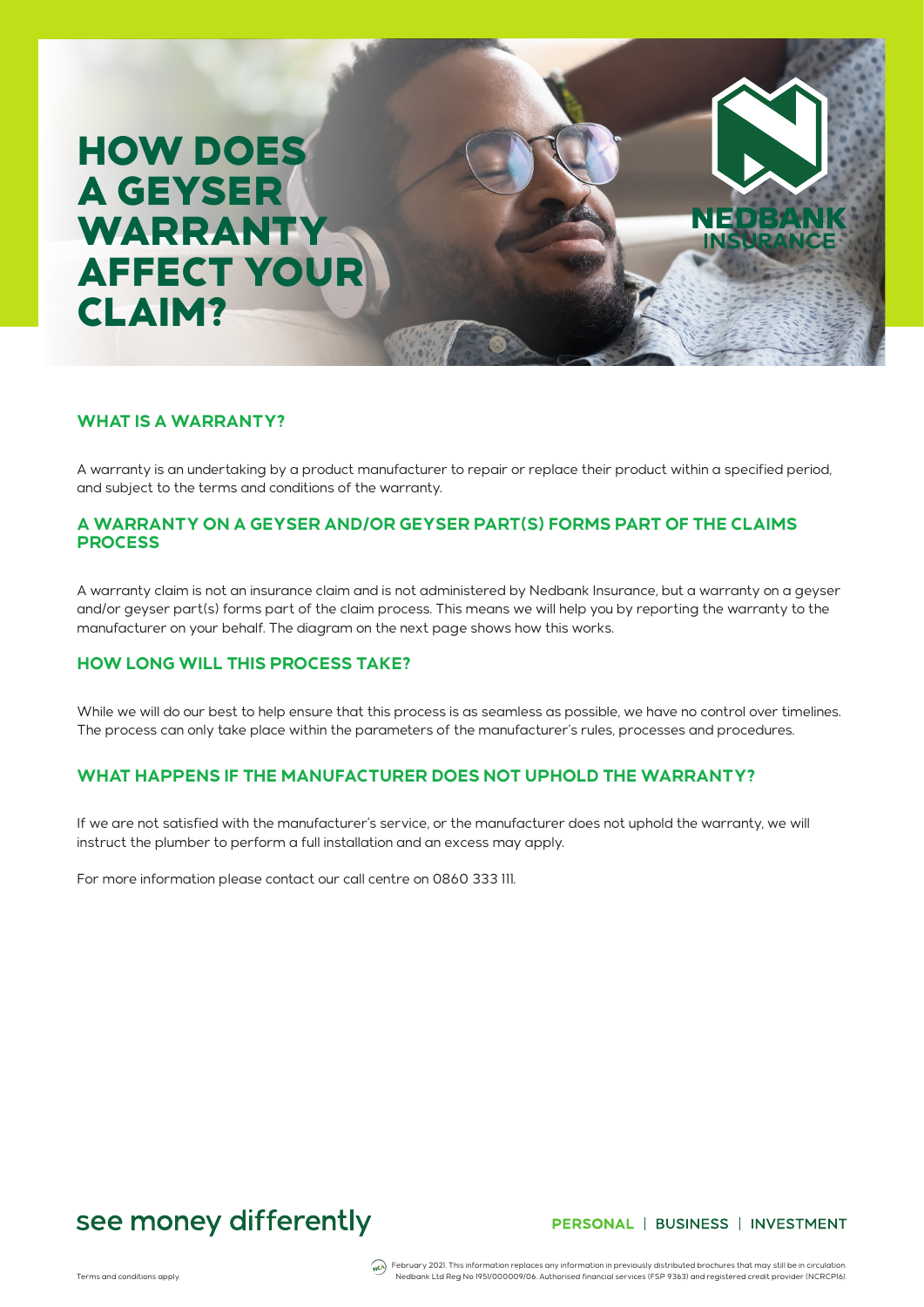# HOW DOES A GEYSER WARRANTY AFFECT YOUR CLAIM?

NEDBANK INSURANCE

## WHAT IS A WARRANTY?

A warranty is an undertaking by a product manufacturer to repair or replace their product within a specified period, and subject to the terms and conditions of the warranty.

## A WARRANTY ON A GEYSER AND/OR GEYSER PART(S) FORMS PART OF THE CLAIMS PROCESS

A warranty claim is not an insurance claim and is not administered by Nedbank Insurance, but a warranty on a geyser and/or geyser part(s) forms part of the claim process. This means we will help you by reporting the warranty to the manufacturer on your behalf. The diagram on the next page shows how this works.

## HOW LONG WILL THIS PROCESS TAKE?

While we will do our best to help ensure that this process is as seamless as possible, we have no control over timelines. The process can only take place within the parameters of the manufacturer's rules, processes and procedures.

## WHAT HAPPENS IF THE MANUFACTURER DOES NOT UPHOLD THE WARRANTY?

If we are not satisfied with the manufacturer's service, or the manufacturer does not uphold the warranty, we will instruct the plumber to perform a full installation and an excess may apply.

For more information please contact our call centre on 0860 333 111.

see money differently

PERSONAL | BUSINESS | INVESTMENT

Terms and conditions apply.

February 2021. This information replaces any information in previously distributed brochures that may still be in circulation. Nedbank Ltd Reg No 1951/000009/06. Authorised financial services (FSP 9363) and registered credit provider (NCRCP16).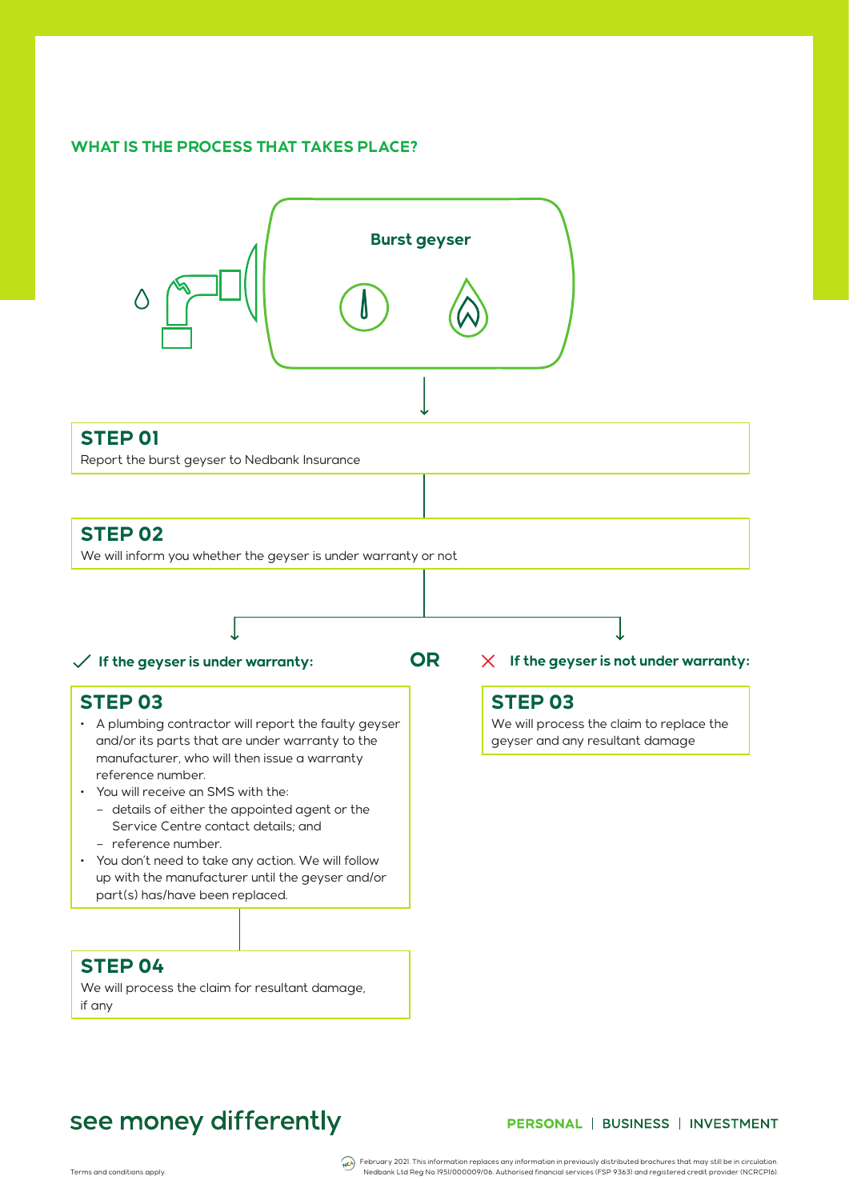## WHAT IS THE PROCESS THAT TAKES PLACE?

Burst geyser

### STEP 01

Report the burst geyser to Nedbank Insurance

### STEP 02

We will inform you whether the geyser is under warranty or not

**✓ If the geyser is under warranty:**

### STEP 03

- A plumbing contractor will report the faulty geyser and/or its parts that are under warranty to the manufacturer, who will then issue a warranty reference number.
- You will receive an SMS with the:
  - details of either the appointed agent or the Service Centre contact details; and
  - reference number.
- You don't need to take any action. We will follow up with the manufacturer until the geyser and/or part(s) has/have been replaced.

### STEP 04

We will process the claim for resultant damage, if any

**OR**

**✗ If the geyser is not under warranty:**

### STEP 03

We will process the claim to replace the geyser and any resultant damage

see money differently

PERSONAL | BUSINESS | INVESTMENT

Terms and conditions apply.

February 2021. This information replaces any information in previously distributed brochures that may still be in circulation. Nedbank Ltd Reg No 1951/000009/06. Authorised financial services (FSP 9363) and registered credit provider (NCRCP16).